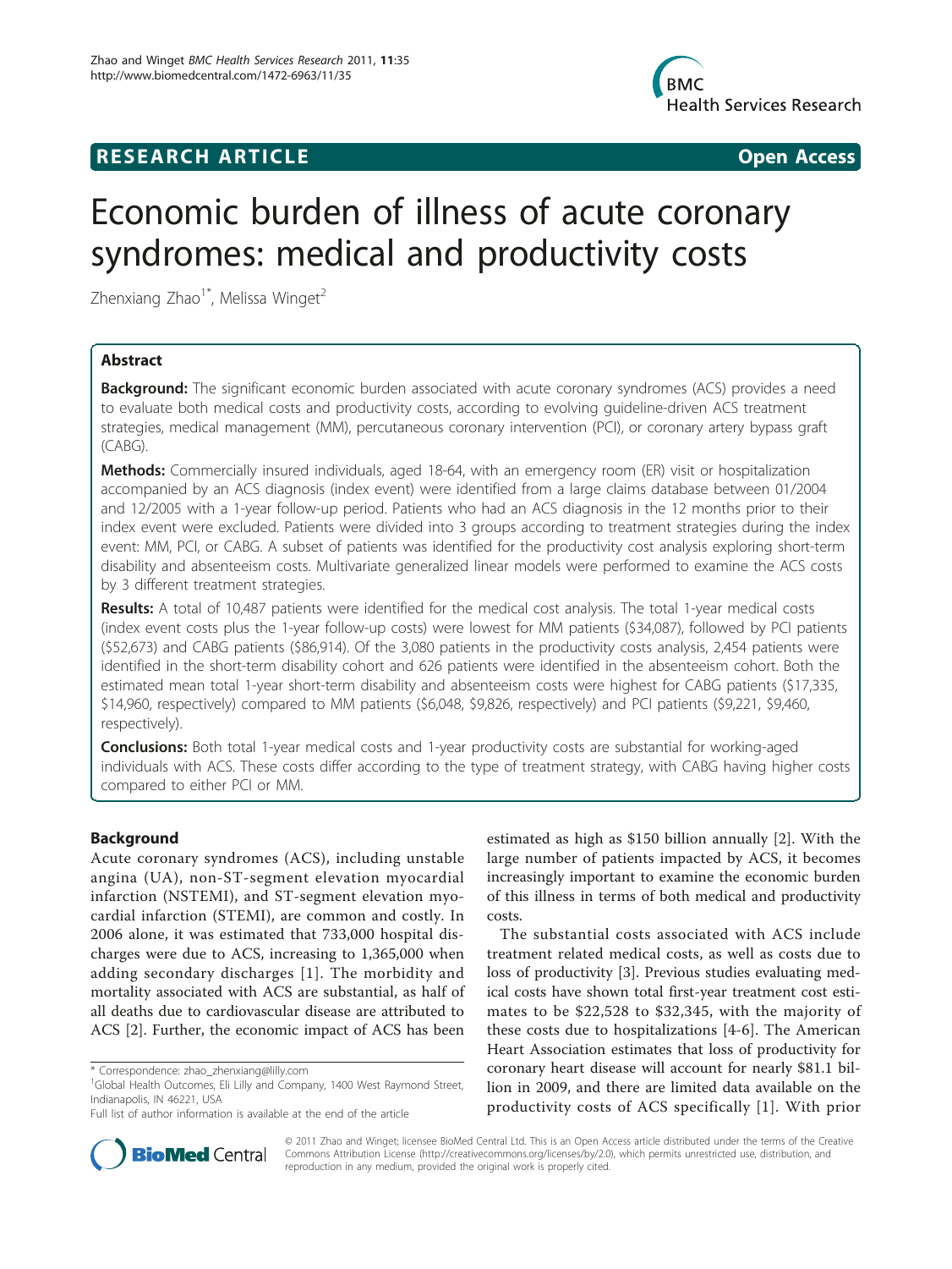## RESEARCH ARTICLE

Open Access

# Economic burden of illness of acute coronary syndromes: medical and productivity costs

Zhenxiang Zhao[1*], Melissa Winget[2]

## Abstract

**Background:** The significant economic burden associated with acute coronary syndromes (ACS) provides a need to evaluate both medical costs and productivity costs, according to evolving guideline-driven ACS treatment strategies, medical management (MM), percutaneous coronary intervention (PCI), or coronary artery bypass graft (CABG).

**Methods:** Commercially insured individuals, aged 18-64, with an emergency room (ER) visit or hospitalization accompanied by an ACS diagnosis (index event) were identified from a large claims database between 01/2004 and 12/2005 with a 1-year follow-up period. Patients who had an ACS diagnosis in the 12 months prior to their index event were excluded. Patients were divided into 3 groups according to treatment strategies during the index event: MM, PCI, or CABG. A subset of patients was identified for the productivity cost analysis exploring short-term disability and absenteeism costs. Multivariate generalized linear models were performed to examine the ACS costs by 3 different treatment strategies.

**Results:** A total of 10,487 patients were identified for the medical cost analysis. The total 1-year medical costs (index event costs plus the 1-year follow-up costs) were lowest for MM patients ($34,087), followed by PCI patients ($52,673) and CABG patients ($86,914). Of the 3,080 patients in the productivity costs analysis, 2,454 patients were identified in the short-term disability cohort and 626 patients were identified in the absenteeism cohort. Both the estimated mean total 1-year short-term disability and absenteeism costs were highest for CABG patients ($17,335, $14,960, respectively) compared to MM patients ($6,048, $9,826, respectively) and PCI patients ($9,221, $9,460, respectively).

**Conclusions:** Both total 1-year medical costs and 1-year productivity costs are substantial for working-aged individuals with ACS. These costs differ according to the type of treatment strategy, with CABG having higher costs compared to either PCI or MM.

## Background

Acute coronary syndromes (ACS), including unstable angina (UA), non-ST-segment elevation myocardial infarction (NSTEMI), and ST-segment elevation myocardial infarction (STEMI), are common and costly. In 2006 alone, it was estimated that 733,000 hospital discharges were due to ACS, increasing to 1,365,000 when adding secondary discharges [1]. The morbidity and mortality associated with ACS are substantial, as half of all deaths due to cardiovascular disease are attributed to ACS [2]. Further, the economic impact of ACS has been estimated as high as $150 billion annually [2]. With the large number of patients impacted by ACS, it becomes increasingly important to examine the economic burden of this illness in terms of both medical and productivity costs.

The substantial costs associated with ACS include treatment related medical costs, as well as costs due to loss of productivity [3]. Previous studies evaluating medical costs have shown total first-year treatment cost estimates to be $22,528 to $32,345, with the majority of these costs due to hospitalizations [4-6]. The American Heart Association estimates that loss of productivity for coronary heart disease will account for nearly $81.1 billion in 2009, and there are limited data available on the productivity costs of ACS specifically [1]. With prior

\* Correspondence: zhao_zhenxiang@lilly.com
[1]Global Health Outcomes, Eli Lilly and Company, 1400 West Raymond Street, Indianapolis, IN 46221, USA
Full list of author information is available at the end of the article

© 2011 Zhao and Winget; licensee BioMed Central Ltd. This is an Open Access article distributed under the terms of the Creative Commons Attribution License (http://creativecommons.org/licenses/by/2.0), which permits unrestricted use, distribution, and reproduction in any medium, provided the original work is properly cited.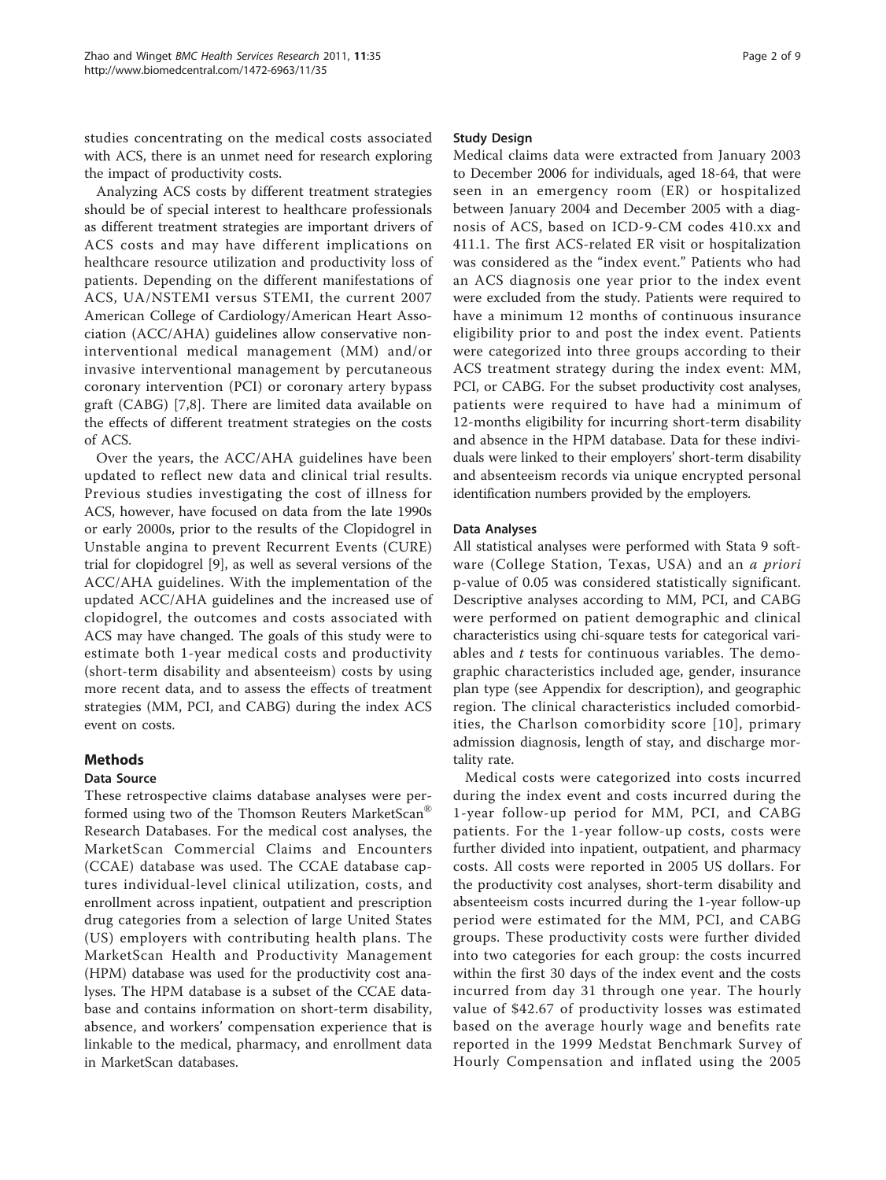studies concentrating on the medical costs associated with ACS, there is an unmet need for research exploring the impact of productivity costs.

Analyzing ACS costs by different treatment strategies should be of special interest to healthcare professionals as different treatment strategies are important drivers of ACS costs and may have different implications on healthcare resource utilization and productivity loss of patients. Depending on the different manifestations of ACS, UA/NSTEMI versus STEMI, the current 2007 American College of Cardiology/American Heart Association (ACC/AHA) guidelines allow conservative non-interventional medical management (MM) and/or invasive interventional management by percutaneous coronary intervention (PCI) or coronary artery bypass graft (CABG) [7,8]. There are limited data available on the effects of different treatment strategies on the costs of ACS.

Over the years, the ACC/AHA guidelines have been updated to reflect new data and clinical trial results. Previous studies investigating the cost of illness for ACS, however, have focused on data from the late 1990s or early 2000s, prior to the results of the Clopidogrel in Unstable angina to prevent Recurrent Events (CURE) trial for clopidogrel [9], as well as several versions of the ACC/AHA guidelines. With the implementation of the updated ACC/AHA guidelines and the increased use of clopidogrel, the outcomes and costs associated with ACS may have changed. The goals of this study were to estimate both 1-year medical costs and productivity (short-term disability and absenteeism) costs by using more recent data, and to assess the effects of treatment strategies (MM, PCI, and CABG) during the index ACS event on costs.

## Methods

### Data Source

These retrospective claims database analyses were performed using two of the Thomson Reuters MarketScan® Research Databases. For the medical cost analyses, the MarketScan Commercial Claims and Encounters (CCAE) database was used. The CCAE database captures individual-level clinical utilization, costs, and enrollment across inpatient, outpatient and prescription drug categories from a selection of large United States (US) employers with contributing health plans. The MarketScan Health and Productivity Management (HPM) database was used for the productivity cost analyses. The HPM database is a subset of the CCAE database and contains information on short-term disability, absence, and workers' compensation experience that is linkable to the medical, pharmacy, and enrollment data in MarketScan databases.

### Study Design

Medical claims data were extracted from January 2003 to December 2006 for individuals, aged 18-64, that were seen in an emergency room (ER) or hospitalized between January 2004 and December 2005 with a diagnosis of ACS, based on ICD-9-CM codes 410.xx and 411.1. The first ACS-related ER visit or hospitalization was considered as the "index event." Patients who had an ACS diagnosis one year prior to the index event were excluded from the study. Patients were required to have a minimum 12 months of continuous insurance eligibility prior to and post the index event. Patients were categorized into three groups according to their ACS treatment strategy during the index event: MM, PCI, or CABG. For the subset productivity cost analyses, patients were required to have had a minimum of 12-months eligibility for incurring short-term disability and absence in the HPM database. Data for these individuals were linked to their employers' short-term disability and absenteeism records via unique encrypted personal identification numbers provided by the employers.

### Data Analyses

All statistical analyses were performed with Stata 9 software (College Station, Texas, USA) and an *a priori* p-value of 0.05 was considered statistically significant. Descriptive analyses according to MM, PCI, and CABG were performed on patient demographic and clinical characteristics using chi-square tests for categorical variables and *t* tests for continuous variables. The demographic characteristics included age, gender, insurance plan type (see Appendix for description), and geographic region. The clinical characteristics included comorbidities, the Charlson comorbidity score [10], primary admission diagnosis, length of stay, and discharge mortality rate.

Medical costs were categorized into costs incurred during the index event and costs incurred during the 1-year follow-up period for MM, PCI, and CABG patients. For the 1-year follow-up costs, costs were further divided into inpatient, outpatient, and pharmacy costs. All costs were reported in 2005 US dollars. For the productivity cost analyses, short-term disability and absenteeism costs incurred during the 1-year follow-up period were estimated for the MM, PCI, and CABG groups. These productivity costs were further divided into two categories for each group: the costs incurred within the first 30 days of the index event and the costs incurred from day 31 through one year. The hourly value of $42.67 of productivity losses was estimated based on the average hourly wage and benefits rate reported in the 1999 Medstat Benchmark Survey of Hourly Compensation and inflated using the 2005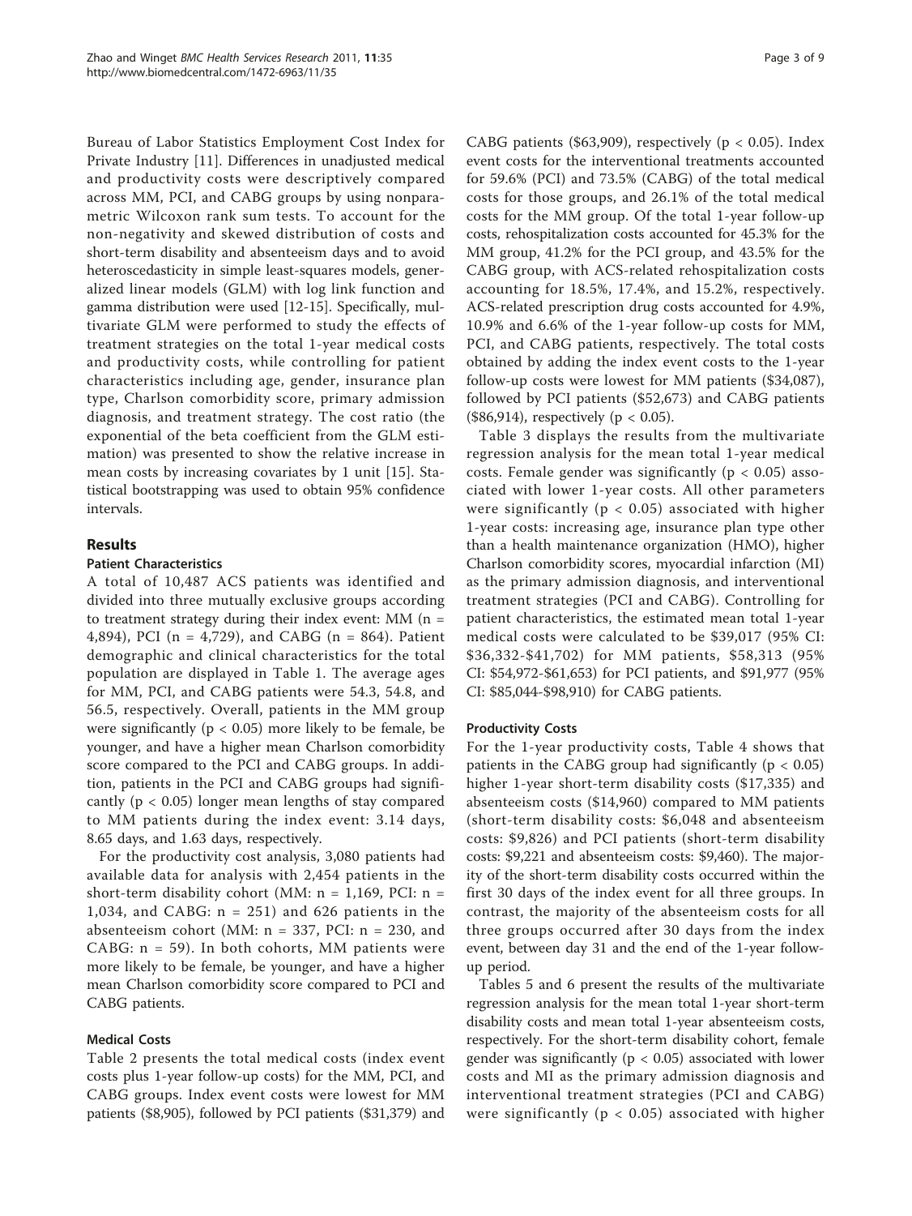Bureau of Labor Statistics Employment Cost Index for Private Industry [11]. Differences in unadjusted medical and productivity costs were descriptively compared across MM, PCI, and CABG groups by using nonparametric Wilcoxon rank sum tests. To account for the non-negativity and skewed distribution of costs and short-term disability and absenteeism days and to avoid heteroscedasticity in simple least-squares models, generalized linear models (GLM) with log link function and gamma distribution were used [12-15]. Specifically, multivariate GLM were performed to study the effects of treatment strategies on the total 1-year medical costs and productivity costs, while controlling for patient characteristics including age, gender, insurance plan type, Charlson comorbidity score, primary admission diagnosis, and treatment strategy. The cost ratio (the exponential of the beta coefficient from the GLM estimation) was presented to show the relative increase in mean costs by increasing covariates by 1 unit [15]. Statistical bootstrapping was used to obtain 95% confidence intervals.

## Results

### Patient Characteristics

A total of 10,487 ACS patients was identified and divided into three mutually exclusive groups according to treatment strategy during their index event: MM (n = 4,894), PCI (n = 4,729), and CABG (n = 864). Patient demographic and clinical characteristics for the total population are displayed in Table 1. The average ages for MM, PCI, and CABG patients were 54.3, 54.8, and 56.5, respectively. Overall, patients in the MM group were significantly ($p < 0.05$) more likely to be female, be younger, and have a higher mean Charlson comorbidity score compared to the PCI and CABG groups. In addition, patients in the PCI and CABG groups had significantly ($p < 0.05$) longer mean lengths of stay compared to MM patients during the index event: 3.14 days, 8.65 days, and 1.63 days, respectively.

For the productivity cost analysis, 3,080 patients had available data for analysis with 2,454 patients in the short-term disability cohort (MM: n = 1,169, PCI: n = 1,034, and CABG: n = 251) and 626 patients in the absenteeism cohort (MM: n = 337, PCI: n = 230, and CABG: n = 59). In both cohorts, MM patients were more likely to be female, be younger, and have a higher mean Charlson comorbidity score compared to PCI and CABG patients.

### Medical Costs

Table 2 presents the total medical costs (index event costs plus 1-year follow-up costs) for the MM, PCI, and CABG groups. Index event costs were lowest for MM patients ($8,905), followed by PCI patients ($31,379) and CABG patients ($63,909), respectively ($p < 0.05$). Index event costs for the interventional treatments accounted for 59.6% (PCI) and 73.5% (CABG) of the total medical costs for those groups, and 26.1% of the total medical costs for the MM group. Of the total 1-year follow-up costs, rehospitalization costs accounted for 45.3% for the MM group, 41.2% for the PCI group, and 43.5% for the CABG group, with ACS-related rehospitalization costs accounting for 18.5%, 17.4%, and 15.2%, respectively. ACS-related prescription drug costs accounted for 4.9%, 10.9% and 6.6% of the 1-year follow-up costs for MM, PCI, and CABG patients, respectively. The total costs obtained by adding the index event costs to the 1-year follow-up costs were lowest for MM patients ($34,087), followed by PCI patients ($52,673) and CABG patients ($86,914), respectively ($p < 0.05$).

Table 3 displays the results from the multivariate regression analysis for the mean total 1-year medical costs. Female gender was significantly ($p < 0.05$) associated with lower 1-year costs. All other parameters were significantly ($p < 0.05$) associated with higher 1-year costs: increasing age, insurance plan type other than a health maintenance organization (HMO), higher Charlson comorbidity scores, myocardial infarction (MI) as the primary admission diagnosis, and interventional treatment strategies (PCI and CABG). Controlling for patient characteristics, the estimated mean total 1-year medical costs were calculated to be $39,017 (95% CI: $36,332-$41,702) for MM patients, $58,313 (95% CI: $54,972-$61,653) for PCI patients, and $91,977 (95% CI: $85,044-$98,910) for CABG patients.

### Productivity Costs

For the 1-year productivity costs, Table 4 shows that patients in the CABG group had significantly ($p < 0.05$) higher 1-year short-term disability costs ($17,335) and absenteeism costs ($14,960) compared to MM patients (short-term disability costs: $6,048 and absenteeism costs: $9,826) and PCI patients (short-term disability costs: $9,221 and absenteeism costs: $9,460). The majority of the short-term disability costs occurred within the first 30 days of the index event for all three groups. In contrast, the majority of the absenteeism costs for all three groups occurred after 30 days from the index event, between day 31 and the end of the 1-year follow-up period.

Tables 5 and 6 present the results of the multivariate regression analysis for the mean total 1-year short-term disability costs and mean total 1-year absenteeism costs, respectively. For the short-term disability cohort, female gender was significantly ($p < 0.05$) associated with lower costs and MI as the primary admission diagnosis and interventional treatment strategies (PCI and CABG) were significantly ($p < 0.05$) associated with higher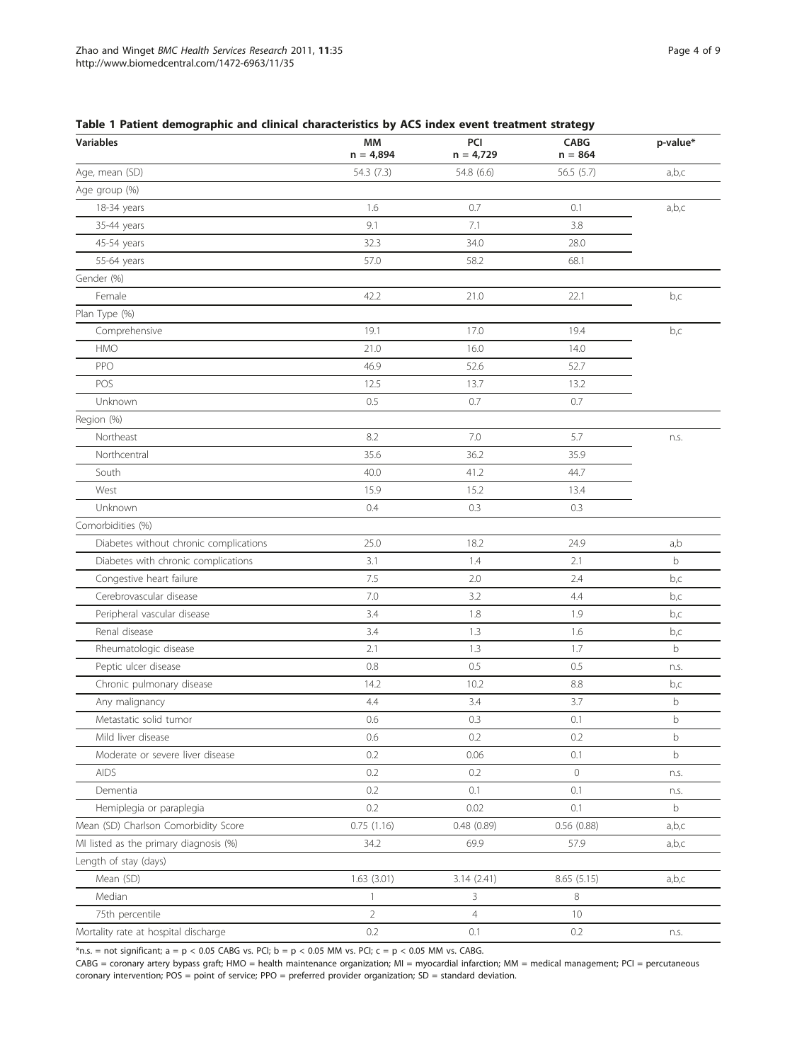**Table 1 Patient demographic and clinical characteristics by ACS index event treatment strategy**

| Variables | MM n = 4,894 | PCI n = 4,729 | CABG n = 864 | p-value* |
|---|---|---|---|---|
| Age, mean (SD) | 54.3 (7.3) | 54.8 (6.6) | 56.5 (5.7) | a,b,c |
| Age group (%) | | | | |
| 18-34 years | 1.6 | 0.7 | 0.1 | a,b,c |
| 35-44 years | 9.1 | 7.1 | 3.8 | |
| 45-54 years | 32.3 | 34.0 | 28.0 | |
| 55-64 years | 57.0 | 58.2 | 68.1 | |
| Gender (%) | | | | |
| Female | 42.2 | 21.0 | 22.1 | b,c |
| Plan Type (%) | | | | |
| Comprehensive | 19.1 | 17.0 | 19.4 | b,c |
| HMO | 21.0 | 16.0 | 14.0 | |
| PPO | 46.9 | 52.6 | 52.7 | |
| POS | 12.5 | 13.7 | 13.2 | |
| Unknown | 0.5 | 0.7 | 0.7 | |
| Region (%) | | | | |
| Northeast | 8.2 | 7.0 | 5.7 | n.s. |
| Northcentral | 35.6 | 36.2 | 35.9 | |
| South | 40.0 | 41.2 | 44.7 | |
| West | 15.9 | 15.2 | 13.4 | |
| Unknown | 0.4 | 0.3 | 0.3 | |
| Comorbidities (%) | | | | |
| Diabetes without chronic complications | 25.0 | 18.2 | 24.9 | a,b |
| Diabetes with chronic complications | 3.1 | 1.4 | 2.1 | b |
| Congestive heart failure | 7.5 | 2.0 | 2.4 | b,c |
| Cerebrovascular disease | 7.0 | 3.2 | 4.4 | b,c |
| Peripheral vascular disease | 3.4 | 1.8 | 1.9 | b,c |
| Renal disease | 3.4 | 1.3 | 1.6 | b,c |
| Rheumatologic disease | 2.1 | 1.3 | 1.7 | b |
| Peptic ulcer disease | 0.8 | 0.5 | 0.5 | n.s. |
| Chronic pulmonary disease | 14.2 | 10.2 | 8.8 | b,c |
| Any malignancy | 4.4 | 3.4 | 3.7 | b |
| Metastatic solid tumor | 0.6 | 0.3 | 0.1 | b |
| Mild liver disease | 0.6 | 0.2 | 0.2 | b |
| Moderate or severe liver disease | 0.2 | 0.06 | 0.1 | b |
| AIDS | 0.2 | 0.2 | 0 | n.s. |
| Dementia | 0.2 | 0.1 | 0.1 | n.s. |
| Hemiplegia or paraplegia | 0.2 | 0.02 | 0.1 | b |
| Mean (SD) Charlson Comorbidity Score | 0.75 (1.16) | 0.48 (0.89) | 0.56 (0.88) | a,b,c |
| MI listed as the primary diagnosis (%) | 34.2 | 69.9 | 57.9 | a,b,c |
| Length of stay (days) | | | | |
| Mean (SD) | 1.63 (3.01) | 3.14 (2.41) | 8.65 (5.15) | a,b,c |
| Median | 1 | 3 | 8 | |
| 75th percentile | 2 | 4 | 10 | |
| Mortality rate at hospital discharge | 0.2 | 0.1 | 0.2 | n.s. |

*n.s. = not significant; a = $p < 0.05$ CABG vs. PCI; b = $p < 0.05$ MM vs. PCI; c = $p < 0.05$ MM vs. CABG.

CABG = coronary artery bypass graft; HMO = health maintenance organization; MI = myocardial infarction; MM = medical management; PCI = percutaneous coronary intervention; POS = point of service; PPO = preferred provider organization; SD = standard deviation.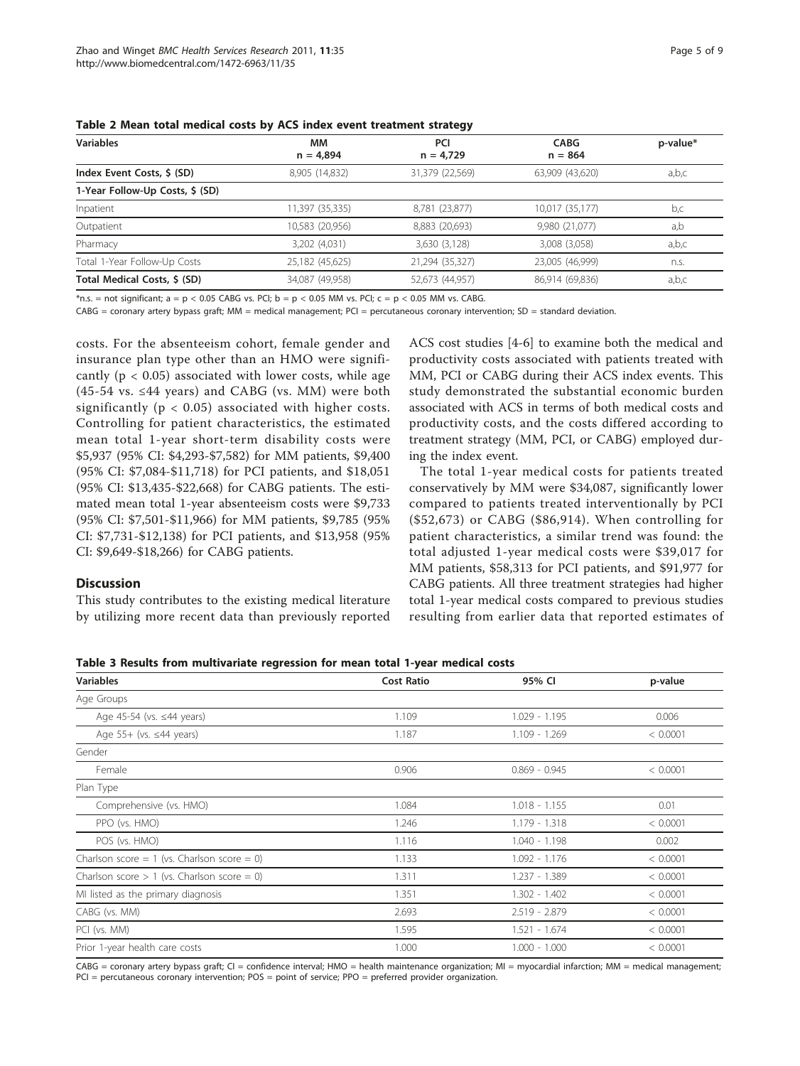**Table 2 Mean total medical costs by ACS index event treatment strategy**

| Variables | MM n = 4,894 | PCI n = 4,729 | CABG n = 864 | p-value* |
|---|---|---|---|---|
| **Index Event Costs, $ (SD)** | 8,905 (14,832) | 31,379 (22,569) | 63,909 (43,620) | a,b,c |
| **1-Year Follow-Up Costs, $ (SD)** | | | | |
| Inpatient | 11,397 (35,335) | 8,781 (23,877) | 10,017 (35,177) | b,c |
| Outpatient | 10,583 (20,956) | 8,883 (20,693) | 9,980 (21,077) | a,b |
| Pharmacy | 3,202 (4,031) | 3,630 (3,128) | 3,008 (3,058) | a,b,c |
| Total 1-Year Follow-Up Costs | 25,182 (45,625) | 21,294 (35,327) | 23,005 (46,999) | n.s. |
| **Total Medical Costs, $ (SD)** | 34,087 (49,958) | 52,673 (44,957) | 86,914 (69,836) | a,b,c |

*n.s. = not significant; a = $p < 0.05$ CABG vs. PCI; b = $p < 0.05$ MM vs. PCI; c = $p < 0.05$ MM vs. CABG.

CABG = coronary artery bypass graft; MM = medical management; PCI = percutaneous coronary intervention; SD = standard deviation.

costs. For the absenteeism cohort, female gender and insurance plan type other than an HMO were significantly ($p < 0.05$) associated with lower costs, while age (45-54 vs. ≤44 years) and CABG (vs. MM) were both significantly ($p < 0.05$) associated with higher costs. Controlling for patient characteristics, the estimated mean total 1-year short-term disability costs were $5,937 (95% CI: $4,293-$7,582) for MM patients, $9,400 (95% CI: $7,084-$11,718) for PCI patients, and $18,051 (95% CI: $13,435-$22,668) for CABG patients. The estimated mean total 1-year absenteeism costs were $9,733 (95% CI: $7,501-$11,966) for MM patients, $9,785 (95% CI: $7,731-$12,138) for PCI patients, and $13,958 (95% CI: $9,649-$18,266) for CABG patients.

## Discussion

This study contributes to the existing medical literature by utilizing more recent data than previously reported ACS cost studies [4-6] to examine both the medical and productivity costs associated with patients treated with MM, PCI or CABG during their ACS index events. This study demonstrated the substantial economic burden associated with ACS in terms of both medical costs and productivity costs, and the costs differed according to treatment strategy (MM, PCI, or CABG) employed during the index event.

The total 1-year medical costs for patients treated conservatively by MM were $34,087, significantly lower compared to patients treated interventionally by PCI ($52,673) or CABG ($86,914). When controlling for patient characteristics, a similar trend was found: the total adjusted 1-year medical costs were $39,017 for MM patients, $58,313 for PCI patients, and $91,977 for CABG patients. All three treatment strategies had higher total 1-year medical costs compared to previous studies resulting from earlier data that reported estimates of

**Table 3 Results from multivariate regression for mean total 1-year medical costs**

| Variables | Cost Ratio | 95% CI | p-value |
|---|---|---|---|
| Age Groups | | | |
| Age 45-54 (vs. ≤44 years) | 1.109 | 1.029 - 1.195 | 0.006 |
| Age 55+ (vs. ≤44 years) | 1.187 | 1.109 - 1.269 | < 0.0001 |
| Gender | | | |
| Female | 0.906 | 0.869 - 0.945 | < 0.0001 |
| Plan Type | | | |
| Comprehensive (vs. HMO) | 1.084 | 1.018 - 1.155 | 0.01 |
| PPO (vs. HMO) | 1.246 | 1.179 - 1.318 | < 0.0001 |
| POS (vs. HMO) | 1.116 | 1.040 - 1.198 | 0.002 |
| Charlson score = 1 (vs. Charlson score = 0) | 1.133 | 1.092 - 1.176 | < 0.0001 |
| Charlson score > 1 (vs. Charlson score = 0) | 1.311 | 1.237 - 1.389 | < 0.0001 |
| MI listed as the primary diagnosis | 1.351 | 1.302 - 1.402 | < 0.0001 |
| CABG (vs. MM) | 2.693 | 2.519 - 2.879 | < 0.0001 |
| PCI (vs. MM) | 1.595 | 1.521 - 1.674 | < 0.0001 |
| Prior 1-year health care costs | 1.000 | 1.000 - 1.000 | < 0.0001 |

CABG = coronary artery bypass graft; CI = confidence interval; HMO = health maintenance organization; MI = myocardial infarction; MM = medical management; PCI = percutaneous coronary intervention; POS = point of service; PPO = preferred provider organization.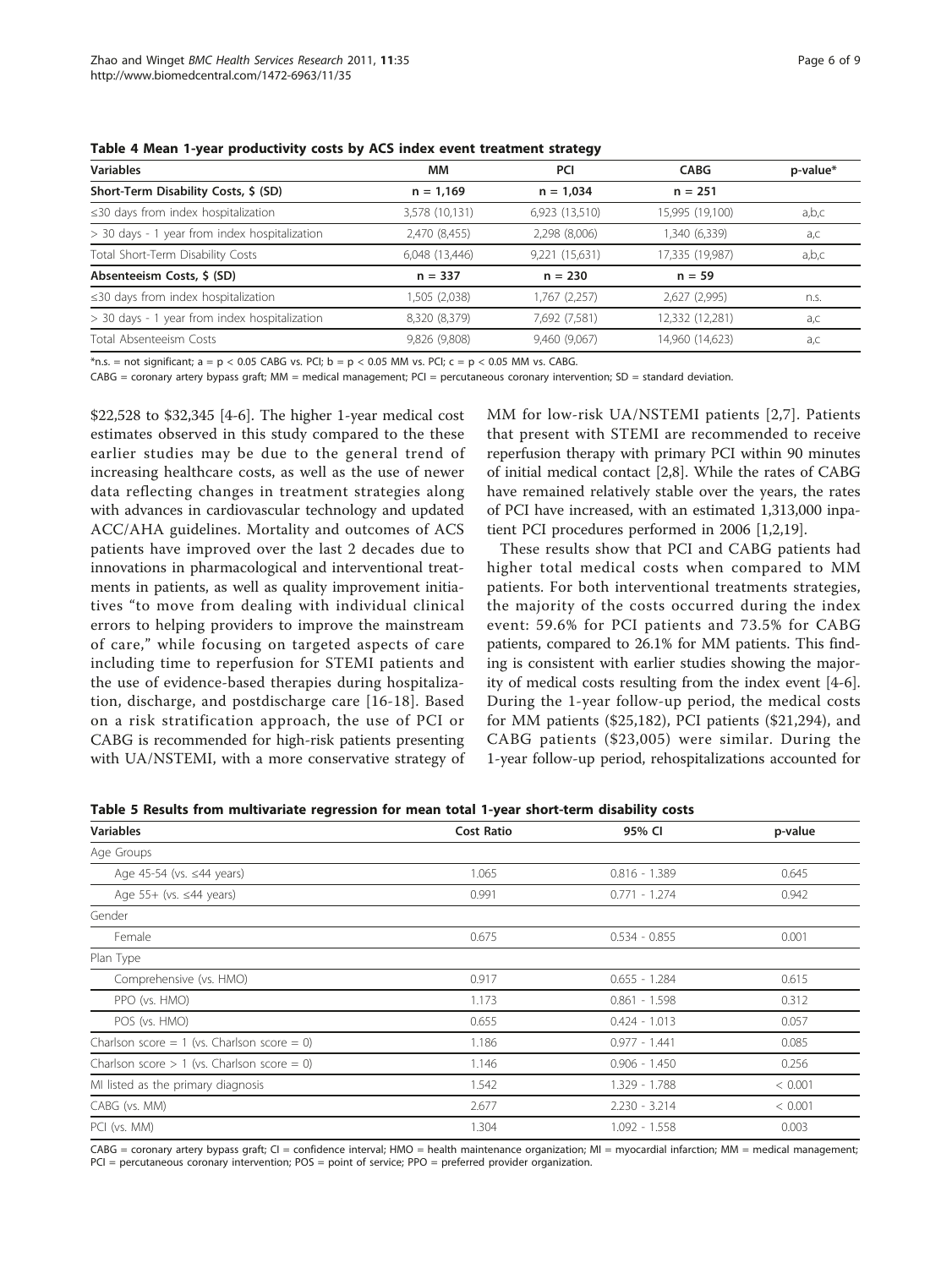**Table 4 Mean 1-year productivity costs by ACS index event treatment strategy**

| Variables | MM | PCI | CABG | p-value* |
|---|---|---|---|---|
| **Short-Term Disability Costs, $ (SD)** | **n = 1,169** | **n = 1,034** | **n = 251** | |
| ≤30 days from index hospitalization | 3,578 (10,131) | 6,923 (13,510) | 15,995 (19,100) | a,b,c |
| > 30 days - 1 year from index hospitalization | 2,470 (8,455) | 2,298 (8,006) | 1,340 (6,339) | a,c |
| Total Short-Term Disability Costs | 6,048 (13,446) | 9,221 (15,631) | 17,335 (19,987) | a,b,c |
| **Absenteeism Costs, $ (SD)** | **n = 337** | **n = 230** | **n = 59** | |
| ≤30 days from index hospitalization | 1,505 (2,038) | 1,767 (2,257) | 2,627 (2,995) | n.s. |
| > 30 days - 1 year from index hospitalization | 8,320 (8,379) | 7,692 (7,581) | 12,332 (12,281) | a,c |
| Total Absenteeism Costs | 9,826 (9,808) | 9,460 (9,067) | 14,960 (14,623) | a,c |

*n.s. = not significant; a = $p < 0.05$ CABG vs. PCI; b = $p < 0.05$ MM vs. PCI; c = $p < 0.05$ MM vs. CABG.

CABG = coronary artery bypass graft; MM = medical management; PCI = percutaneous coronary intervention; SD = standard deviation.

$22,528 to $32,345 [4-6]. The higher 1-year medical cost estimates observed in this study compared to the these earlier studies may be due to the general trend of increasing healthcare costs, as well as the use of newer data reflecting changes in treatment strategies along with advances in cardiovascular technology and updated ACC/AHA guidelines. Mortality and outcomes of ACS patients have improved over the last 2 decades due to innovations in pharmacological and interventional treatments in patients, as well as quality improvement initiatives "to move from dealing with individual clinical errors to helping providers to improve the mainstream of care," while focusing on targeted aspects of care including time to reperfusion for STEMI patients and the use of evidence-based therapies during hospitalization, discharge, and postdischarge care [16-18]. Based on a risk stratification approach, the use of PCI or CABG is recommended for high-risk patients presenting with UA/NSTEMI, with a more conservative strategy of MM for low-risk UA/NSTEMI patients [2,7]. Patients that present with STEMI are recommended to receive reperfusion therapy with primary PCI within 90 minutes of initial medical contact [2,8]. While the rates of CABG have remained relatively stable over the years, the rates of PCI have increased, with an estimated 1,313,000 inpatient PCI procedures performed in 2006 [1,2,19].

These results show that PCI and CABG patients had higher total medical costs when compared to MM patients. For both interventional treatments strategies, the majority of the costs occurred during the index event: 59.6% for PCI patients and 73.5% for CABG patients, compared to 26.1% for MM patients. This finding is consistent with earlier studies showing the majority of medical costs resulting from the index event [4-6]. During the 1-year follow-up period, the medical costs for MM patients ($25,182), PCI patients ($21,294), and CABG patients ($23,005) were similar. During the 1-year follow-up period, rehospitalizations accounted for

**Table 5 Results from multivariate regression for mean total 1-year short-term disability costs**

| Variables | Cost Ratio | 95% CI | p-value |
|---|---|---|---|
| Age Groups | | | |
| Age 45-54 (vs. ≤44 years) | 1.065 | 0.816 - 1.389 | 0.645 |
| Age 55+ (vs. ≤44 years) | 0.991 | 0.771 - 1.274 | 0.942 |
| Gender | | | |
| Female | 0.675 | 0.534 - 0.855 | 0.001 |
| Plan Type | | | |
| Comprehensive (vs. HMO) | 0.917 | 0.655 - 1.284 | 0.615 |
| PPO (vs. HMO) | 1.173 | 0.861 - 1.598 | 0.312 |
| POS (vs. HMO) | 0.655 | 0.424 - 1.013 | 0.057 |
| Charlson score = 1 (vs. Charlson score = 0) | 1.186 | 0.977 - 1.441 | 0.085 |
| Charlson score > 1 (vs. Charlson score = 0) | 1.146 | 0.906 - 1.450 | 0.256 |
| MI listed as the primary diagnosis | 1.542 | 1.329 - 1.788 | < 0.001 |
| CABG (vs. MM) | 2.677 | 2.230 - 3.214 | < 0.001 |
| PCI (vs. MM) | 1.304 | 1.092 - 1.558 | 0.003 |

CABG = coronary artery bypass graft; CI = confidence interval; HMO = health maintenance organization; MI = myocardial infarction; MM = medical management; PCI = percutaneous coronary intervention; POS = point of service; PPO = preferred provider organization.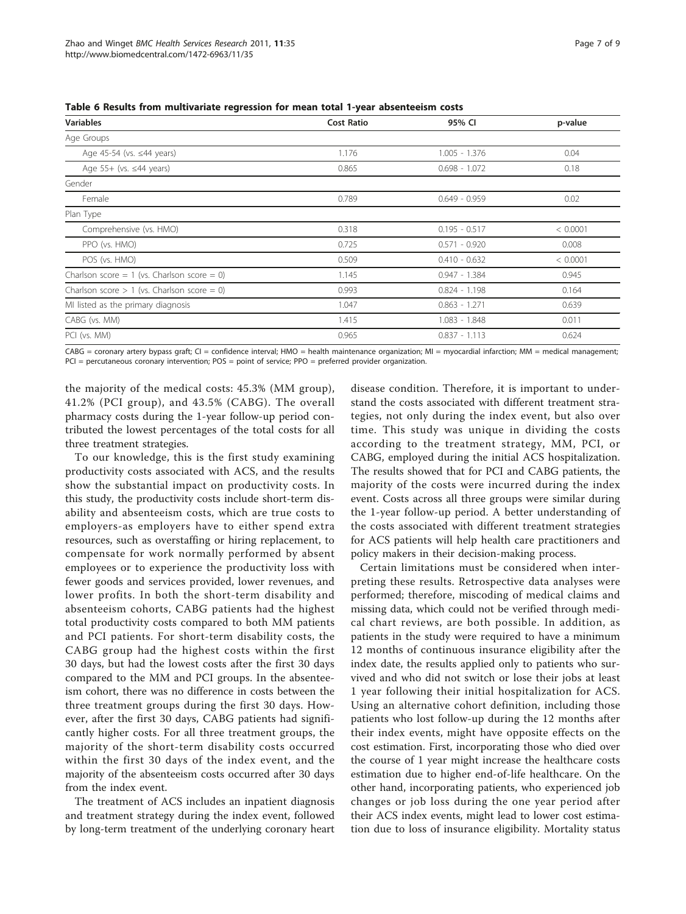**Table 6 Results from multivariate regression for mean total 1-year absenteeism costs**

| Variables | Cost Ratio | 95% CI | p-value |
|---|---|---|---|
| Age Groups | | | |
| Age 45-54 (vs. ≤44 years) | 1.176 | 1.005 - 1.376 | 0.04 |
| Age 55+ (vs. ≤44 years) | 0.865 | 0.698 - 1.072 | 0.18 |
| Gender | | | |
| Female | 0.789 | 0.649 - 0.959 | 0.02 |
| Plan Type | | | |
| Comprehensive (vs. HMO) | 0.318 | 0.195 - 0.517 | < 0.0001 |
| PPO (vs. HMO) | 0.725 | 0.571 - 0.920 | 0.008 |
| POS (vs. HMO) | 0.509 | 0.410 - 0.632 | < 0.0001 |
| Charlson score = 1 (vs. Charlson score = 0) | 1.145 | 0.947 - 1.384 | 0.945 |
| Charlson score > 1 (vs. Charlson score = 0) | 0.993 | 0.824 - 1.198 | 0.164 |
| MI listed as the primary diagnosis | 1.047 | 0.863 - 1.271 | 0.639 |
| CABG (vs. MM) | 1.415 | 1.083 - 1.848 | 0.011 |
| PCI (vs. MM) | 0.965 | 0.837 - 1.113 | 0.624 |

CABG = coronary artery bypass graft; CI = confidence interval; HMO = health maintenance organization; MI = myocardial infarction; MM = medical management; PCI = percutaneous coronary intervention; POS = point of service; PPO = preferred provider organization.

the majority of the medical costs: 45.3% (MM group), 41.2% (PCI group), and 43.5% (CABG). The overall pharmacy costs during the 1-year follow-up period contributed the lowest percentages of the total costs for all three treatment strategies.

To our knowledge, this is the first study examining productivity costs associated with ACS, and the results show the substantial impact on productivity costs. In this study, the productivity costs include short-term disability and absenteeism costs, which are true costs to employers-as employers have to either spend extra resources, such as overstaffing or hiring replacement, to compensate for work normally performed by absent employees or to experience the productivity loss with fewer goods and services provided, lower revenues, and lower profits. In both the short-term disability and absenteeism cohorts, CABG patients had the highest total productivity costs compared to both MM patients and PCI patients. For short-term disability costs, the CABG group had the highest costs within the first 30 days, but had the lowest costs after the first 30 days compared to the MM and PCI groups. In the absenteeism cohort, there was no difference in costs between the three treatment groups during the first 30 days. However, after the first 30 days, CABG patients had significantly higher costs. For all three treatment groups, the majority of the short-term disability costs occurred within the first 30 days of the index event, and the majority of the absenteeism costs occurred after 30 days from the index event.

The treatment of ACS includes an inpatient diagnosis and treatment strategy during the index event, followed by long-term treatment of the underlying coronary heart disease condition. Therefore, it is important to understand the costs associated with different treatment strategies, not only during the index event, but also over time. This study was unique in dividing the costs according to the treatment strategy, MM, PCI, or CABG, employed during the initial ACS hospitalization. The results showed that for PCI and CABG patients, the majority of the costs were incurred during the index event. Costs across all three groups were similar during the 1-year follow-up period. A better understanding of the costs associated with different treatment strategies for ACS patients will help health care practitioners and policy makers in their decision-making process.

Certain limitations must be considered when interpreting these results. Retrospective data analyses were performed; therefore, miscoding of medical claims and missing data, which could not be verified through medical chart reviews, are both possible. In addition, as patients in the study were required to have a minimum 12 months of continuous insurance eligibility after the index date, the results applied only to patients who survived and who did not switch or lose their jobs at least 1 year following their initial hospitalization for ACS. Using an alternative cohort definition, including those patients who lost follow-up during the 12 months after their index events, might have opposite effects on the cost estimation. First, incorporating those who died over the course of 1 year might increase the healthcare costs estimation due to higher end-of-life healthcare. On the other hand, incorporating patients, who experienced job changes or job loss during the one year period after their ACS index events, might lead to lower cost estimation due to loss of insurance eligibility. Mortality status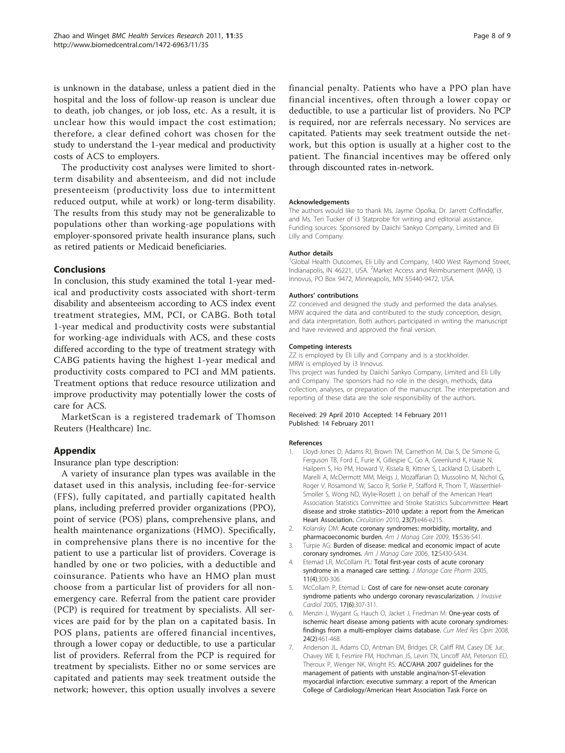is unknown in the database, unless a patient died in the hospital and the loss of follow-up reason is unclear due to death, job changes, or job loss, etc. As a result, it is unclear how this would impact the cost estimation; therefore, a clear defined cohort was chosen for the study to understand the 1-year medical and productivity costs of ACS to employers.

The productivity cost analyses were limited to short-term disability and absenteeism, and did not include presenteeism (productivity loss due to intermittent reduced output, while at work) or long-term disability. The results from this study may not be generalizable to populations other than working-age populations with employer-sponsored private health insurance plans, such as retired patients or Medicaid beneficiaries.

## Conclusions

In conclusion, this study examined the total 1-year medical and productivity costs associated with short-term disability and absenteeism according to ACS index event treatment strategies, MM, PCI, or CABG. Both total 1-year medical and productivity costs were substantial for working-age individuals with ACS, and these costs differed according to the type of treatment strategy with CABG patients having the highest 1-year medical and productivity costs compared to PCI and MM patients. Treatment options that reduce resource utilization and improve productivity may potentially lower the costs of care for ACS.

MarketScan is a registered trademark of Thomson Reuters (Healthcare) Inc.

## Appendix

Insurance plan type description:

A variety of insurance plan types was available in the dataset used in this analysis, including fee-for-service (FFS), fully capitated, and partially capitated health plans, including preferred provider organizations (PPO), point of service (POS) plans, comprehensive plans, and health maintenance organizations (HMO). Specifically, in comprehensive plans there is no incentive for the patient to use a particular list of providers. Coverage is handled by one or two policies, with a deductible and coinsurance. Patients who have an HMO plan must choose from a particular list of providers for all non-emergency care. Referral from the patient care provider (PCP) is required for treatment by specialists. All services are paid for by the plan on a capitated basis. In POS plans, patients are offered financial incentives, through a lower copay or deductible, to use a particular list of providers. Referral from the PCP is required for treatment by specialists. Either no or some services are capitated and patients may seek treatment outside the network; however, this option usually involves a severe financial penalty. Patients who have a PPO plan have financial incentives, often through a lower copay or deductible, to use a particular list of providers. No PCP is required, nor are referrals necessary. No services are capitated. Patients may seek treatment outside the network, but this option is usually at a higher cost to the patient. The financial incentives may be offered only through discounted rates in-network.

#### Acknowledgements

The authors would like to thank Ms. Jayme Opolka, Dr. Jarrett Coffindaffer, and Ms. Teri Tucker of i3 Statprobe for writing and editorial assistance. Funding sources: Sponsored by Daiichi Sankyo Company, Limited and Eli Lilly and Company.

#### Author details

[1]Global Health Outcomes, Eli Lilly and Company, 1400 West Raymond Street, Indianapolis, IN 46221, USA. [2]Market Access and Reimbursement (MAR), i3 Innovus, PO Box 9472, Minneapolis, MN 55440-9472, USA.

#### Authors' contributions

ZZ conceived and designed the study and performed the data analyses. MRW acquired the data and contributed to the study conception, design, and data interpretation. Both authors participated in writing the manuscript and have reviewed and approved the final version.

#### Competing interests

ZZ is employed by Eli Lilly and Company and is a stockholder.
MRW is employed by i3 Innovus.
This project was funded by Daiichi Sankyo Company, Limited and Eli Lilly and Company. The sponsors had no role in the design, methods, data collection, analyses, or preparation of the manuscript. The interpretation and reporting of these data are the sole responsibility of the authors.

Received: 29 April 2010 Accepted: 14 February 2011
Published: 14 February 2011

#### References

1. Lloyd-Jones D, Adams RJ, Brown TM, Carnethon M, Dai S, De Simone G, Ferguson TB, Ford E, Furie K, Gillespie C, Go A, Greenlund K, Haase N, Hailpern S, Ho PM, Howard V, Kissela B, Kittner S, Lackland D, Lisabeth L, Marelli A, McDermott MM, Meigs J, Mozaffarian D, Mussolino M, Nichol G, Roger V, Rosamond W, Sacco R, Sorlie P, Stafford R, Thom T, Wasserthiel-Smoller S, Wong ND, Wylie-Rosett J, on behalf of the American Heart Association Statistics Committee and Stroke Statistics Subcommittee: Heart disease and stroke statistics–2010 update: a report from the American Heart Association. *Circulation* 2010, 23(7):e46-e215.
2. Kolansky DM: Acute coronary syndromes: morbidity, mortality, and pharmacoeconomic burden. *Am J Manag Care* 2009, 15:S36-S41.
3. Turpie AG: Burden of disease: medical and economic impact of acute coronary syndromes. *Am J Manag Care* 2006, 12:S430-S434.
4. Etemad LR, McCollam PL: Total first-year costs of acute coronary syndrome in a managed care setting. *J Manage Care Pharm* 2005, 11(4):300-306.
5. McCollam P, Etemad L: Cost of care for new-onset acute coronary syndrome patients who undergo coronary revascularization. *J Invasive Cardiol* 2005, 17(6):307-311.
6. Menzin J, Wygant G, Hauch O, Jacket J, Friedman M: One-year costs of ischemic heart disease among patients with acute coronary syndromes: findings from a multi-employer claims database. *Curr Med Res Opin* 2008, 24(2):461-468.
7. Anderson JL, Adams CD, Antman EM, Bridges CR, Califf RM, Casey DE Jur, Chavey WE II, Fesmire FM, Hochman JS, Levin TN, Lincoff AM, Peterson ED, Theroux P, Wenger NK, Wright RS: ACC/AHA 2007 guidelines for the management of patients with unstable angina/non-ST-elevation myocardial infarction: executive summary: a report of the American College of Cardiology/American Heart Association Task Force on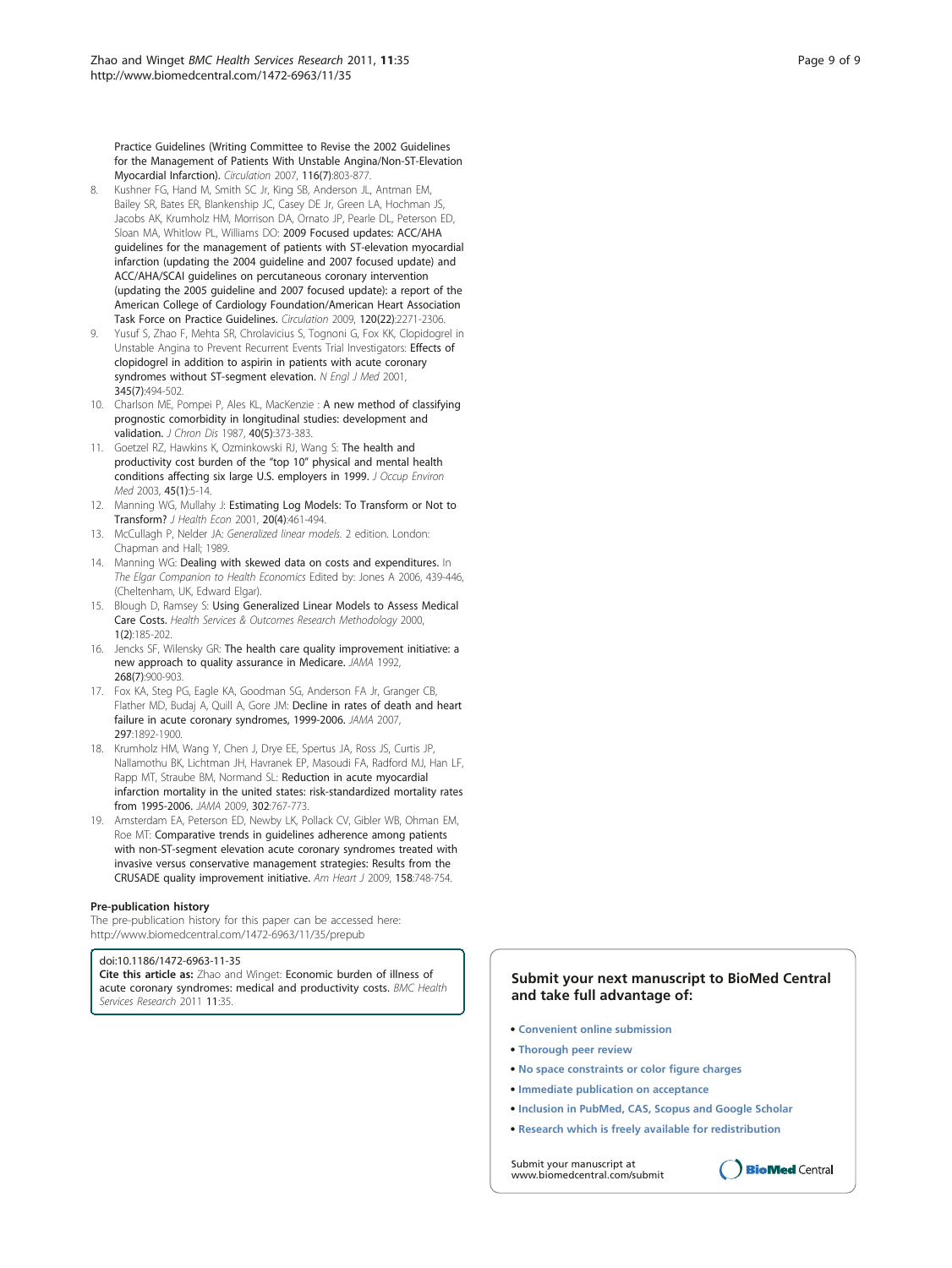Practice Guidelines (Writing Committee to Revise the 2002 Guidelines for the Management of Patients With Unstable Angina/Non-ST-Elevation Myocardial Infarction). *Circulation* 2007, **116(7)**:803-877.

8. Kushner FG, Hand M, Smith SC Jr, King SB, Anderson JL, Antman EM, Bailey SR, Bates ER, Blankenship JC, Casey DE Jr, Green LA, Hochman JS, Jacobs AK, Krumholz HM, Morrison DA, Ornato JP, Pearle DL, Peterson ED, Sloan MA, Whitlow PL, Williams DO: **2009 Focused updates: ACC/AHA guidelines for the management of patients with ST-elevation myocardial infarction (updating the 2004 guideline and 2007 focused update) and ACC/AHA/SCAI guidelines on percutaneous coronary intervention (updating the 2005 guideline and 2007 focused update): a report of the American College of Cardiology Foundation/American Heart Association Task Force on Practice Guidelines.** *Circulation* 2009, **120(22)**:2271-2306.
9. Yusuf S, Zhao F, Mehta SR, Chrolavicius S, Tognoni G, Fox KK, Clopidogrel in Unstable Angina to Prevent Recurrent Events Trial Investigators: **Effects of clopidogrel in addition to aspirin in patients with acute coronary syndromes without ST-segment elevation.** *N Engl J Med* 2001, **345(7)**:494-502.
10. Charlson ME, Pompei P, Ales KL, MacKenzie : **A new method of classifying prognostic comorbidity in longitudinal studies: development and validation.** *J Chron Dis* 1987, **40(5)**:373-383.
11. Goetzel RZ, Hawkins K, Ozminkowski RJ, Wang S: **The health and productivity cost burden of the "top 10" physical and mental health conditions affecting six large U.S. employers in 1999.** *J Occup Environ Med* 2003, **45(1)**:5-14.
12. Manning WG, Mullahy J: **Estimating Log Models: To Transform or Not to Transform?** *J Health Econ* 2001, **20(4)**:461-494.
13. McCullagh P, Nelder JA: *Generalized linear models.* 2 edition. London: Chapman and Hall; 1989.
14. Manning WG: **Dealing with skewed data on costs and expenditures.** In *The Elgar Companion to Health Economics* Edited by: Jones A 2006, 439-446, (Cheltenham, UK, Edward Elgar).
15. Blough D, Ramsey S: **Using Generalized Linear Models to Assess Medical Care Costs.** *Health Services & Outcomes Research Methodology* 2000, **1(2)**:185-202.
16. Jencks SF, Wilensky GR: **The health care quality improvement initiative: a new approach to quality assurance in Medicare.** *JAMA* 1992, **268(7)**:900-903.
17. Fox KA, Steg PG, Eagle KA, Goodman SG, Anderson FA Jr, Granger CB, Flather MD, Budaj A, Quill A, Gore JM: **Decline in rates of death and heart failure in acute coronary syndromes, 1999-2006.** *JAMA* 2007, **297**:1892-1900.
18. Krumholz HM, Wang Y, Chen J, Drye EE, Spertus JA, Ross JS, Curtis JP, Nallamothu BK, Lichtman JH, Havranek EP, Masoudi FA, Radford MJ, Han LF, Rapp MT, Straube BM, Normand SL: **Reduction in acute myocardial infarction mortality in the united states: risk-standardized mortality rates from 1995-2006.** *JAMA* 2009, **302**:767-773.
19. Amsterdam EA, Peterson ED, Newby LK, Pollack CV, Gibler WB, Ohman EM, Roe MT: **Comparative trends in guidelines adherence among patients with non-ST-segment elevation acute coronary syndromes treated with invasive versus conservative management strategies: Results from the CRUSADE quality improvement initiative.** *Am Heart J* 2009, **158**:748-754.

#### Pre-publication history

The pre-publication history for this paper can be accessed here: http://www.biomedcentral.com/1472-6963/11/35/prepub

doi:10.1186/1472-6963-11-35
**Cite this article as:** Zhao and Winget: Economic burden of illness of acute coronary syndromes: medical and productivity costs. *BMC Health Services Research* 2011 **11**:35.

**Submit your next manuscript to BioMed Central and take full advantage of:**

- Convenient online submission
- Thorough peer review
- No space constraints or color figure charges
- Immediate publication on acceptance
- Inclusion in PubMed, CAS, Scopus and Google Scholar
- Research which is freely available for redistribution

Submit your manuscript at www.biomedcentral.com/submit

BioMed Central